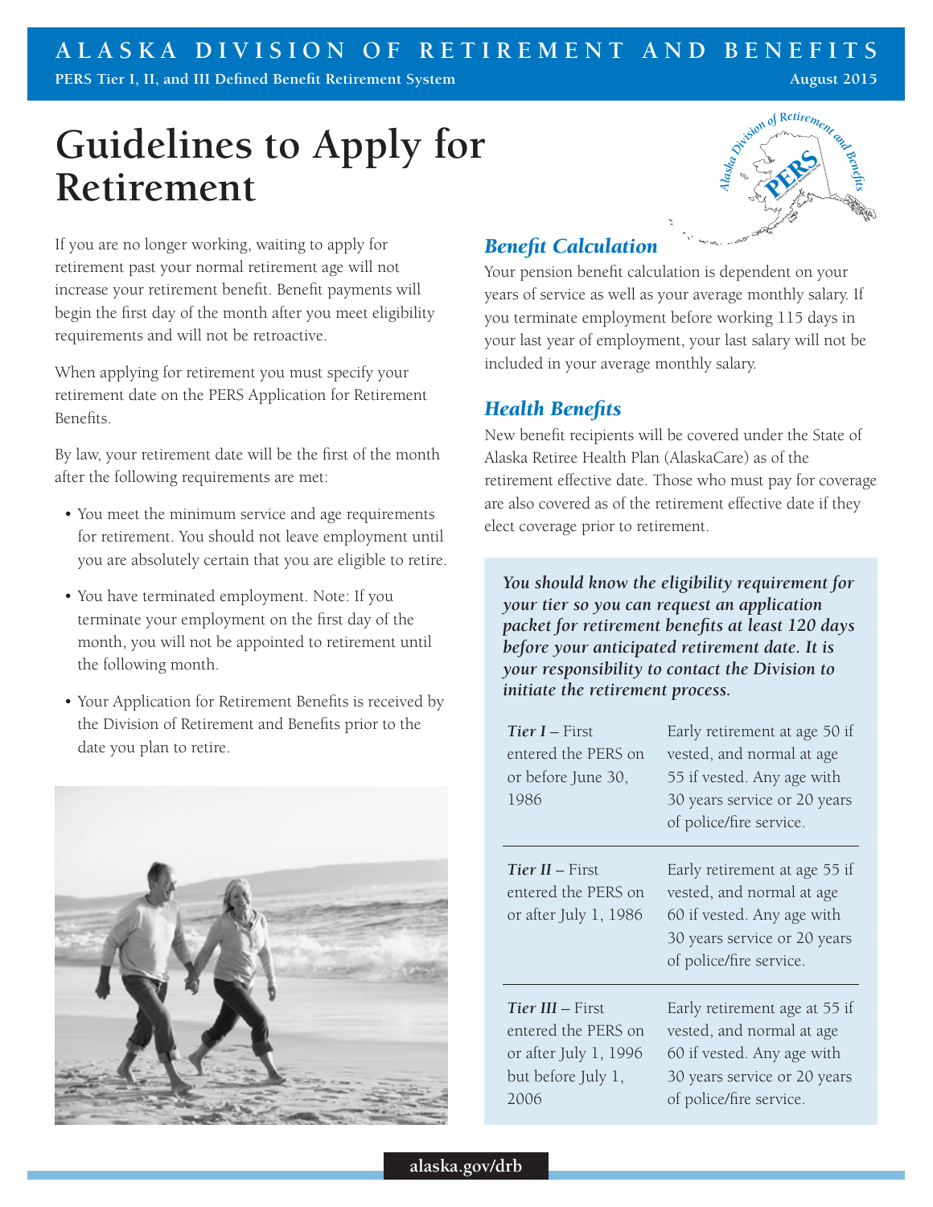ALASKA DIVISION OF RETIREMENT AND BENEFITS

PERS Tier I, II, and III Defined Benefit Retirement System — August 2015

# Guidelines to Apply for Retirement

If you are no longer working, waiting to apply for retirement past your normal retirement age will not increase your retirement benefit. Benefit payments will begin the first day of the month after you meet eligibility requirements and will not be retroactive.

When applying for retirement you must specify your retirement date on the PERS Application for Retirement Benefits.

By law, your retirement date will be the first of the month after the following requirements are met:

- You meet the minimum service and age requirements for retirement. You should not leave employment until you are absolutely certain that you are eligible to retire.
- You have terminated employment. Note: If you terminate your employment on the first day of the month, you will not be appointed to retirement until the following month.
- Your Application for Retirement Benefits is received by the Division of Retirement and Benefits prior to the date you plan to retire.

## *Benefit Calculation*

Your pension benefit calculation is dependent on your years of service as well as your average monthly salary. If you terminate employment before working 115 days in your last year of employment, your last salary will not be included in your average monthly salary.

## *Health Benefits*

New benefit recipients will be covered under the State of Alaska Retiree Health Plan (AlaskaCare) as of the retirement effective date. Those who must pay for coverage are also covered as of the retirement effective date if they elect coverage prior to retirement.

***You should know the eligibility requirement for your tier so you can request an application packet for retirement benefits at least 120 days before your anticipated retirement date. It is your responsibility to contact the Division to initiate the retirement process.***

| Tier | Eligibility |
|---|---|
| ***Tier I*** – First entered the PERS on or before June 30, 1986 | Early retirement at age 50 if vested, and normal at age 55 if vested. Any age with 30 years service or 20 years of police/fire service. |
| ***Tier II*** – First entered the PERS on or after July 1, 1986 | Early retirement at age 55 if vested, and normal at age 60 if vested. Any age with 30 years service or 20 years of police/fire service. |
| ***Tier III*** – First entered the PERS on or after July 1, 1996 but before July 1, 2006 | Early retirement age at 55 if vested, and normal at age 60 if vested. Any age with 30 years service or 20 years of police/fire service. |

alaska.gov/drb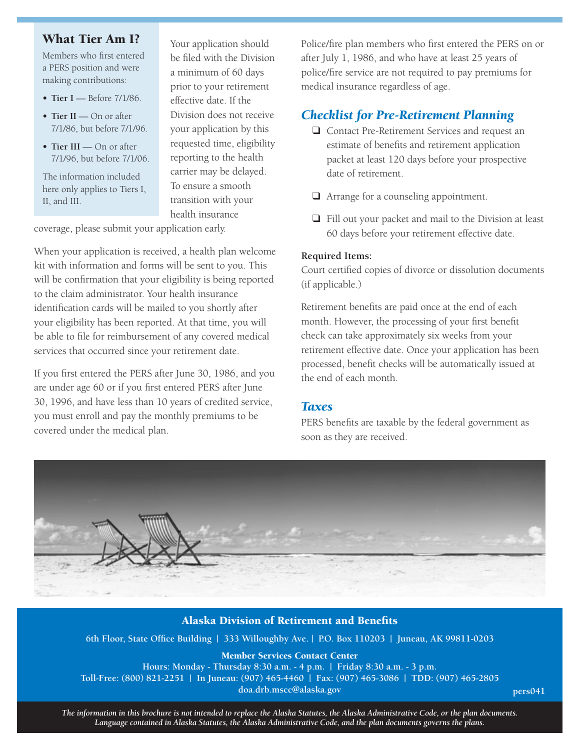## What Tier Am I?

Members who first entered a PERS position and were making contributions:

- **Tier I —** Before 7/1/86.
- **Tier II —** On or after 7/1/86, but before 7/1/96.
- **Tier III —** On or after 7/1/96, but before 7/1/06.

The information included here only applies to Tiers I, II, and III.

Your application should be filed with the Division a minimum of 60 days prior to your retirement effective date. If the Division does not receive your application by this requested time, eligibility reporting to the health carrier may be delayed. To ensure a smooth transition with your health insurance coverage, please submit your application early.

When your application is received, a health plan welcome kit with information and forms will be sent to you. This will be confirmation that your eligibility is being reported to the claim administrator. Your health insurance identification cards will be mailed to you shortly after your eligibility has been reported. At that time, you will be able to file for reimbursement of any covered medical services that occurred since your retirement date.

If you first entered the PERS after June 30, 1986, and you are under age 60 or if you first entered PERS after June 30, 1996, and have less than 10 years of credited service, you must enroll and pay the monthly premiums to be covered under the medical plan.

Police/fire plan members who first entered the PERS on or after July 1, 1986, and who have at least 25 years of police/fire service are not required to pay premiums for medical insurance regardless of age.

## *Checklist for Pre-Retirement Planning*

- ❑ Contact Pre-Retirement Services and request an estimate of benefits and retirement application packet at least 120 days before your prospective date of retirement.
- ❑ Arrange for a counseling appointment.
- ❑ Fill out your packet and mail to the Division at least 60 days before your retirement effective date.

**Required Items:**

Court certified copies of divorce or dissolution documents (if applicable.)

Retirement benefits are paid once at the end of each month. However, the processing of your first benefit check can take approximately six weeks from your retirement effective date. Once your application has been processed, benefit checks will be automatically issued at the end of each month.

## *Taxes*

PERS benefits are taxable by the federal government as soon as they are received.

**Alaska Division of Retirement and Benefits**

6th Floor, State Office Building | 333 Willoughby Ave. | P.O. Box 110203 | Juneau, AK 99811-0203

**Member Services Contact Center**

Hours: Monday - Thursday 8:30 a.m. - 4 p.m. | Friday 8:30 a.m. - 3 p.m.

Toll-Free: (800) 821-2251 | In Juneau: (907) 465-4460 | Fax: (907) 465-3086 | TDD: (907) 465-2805

doa.drb.mscc@alaska.gov

pers041

*The information in this brochure is not intended to replace the Alaska Statutes, the Alaska Administrative Code, or the plan documents. Language contained in Alaska Statutes, the Alaska Administrative Code, and the plan documents governs the plans.*